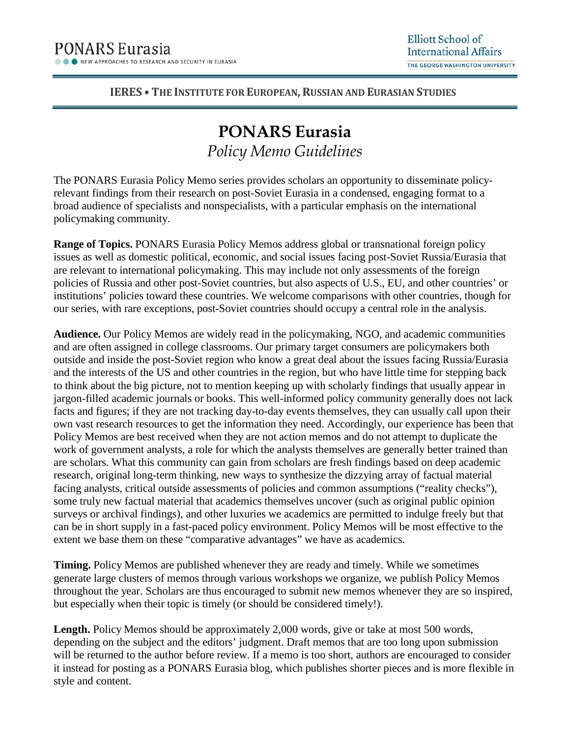# PONARS Eurasia

*Policy Memo Guidelines*

The PONARS Eurasia Policy Memo series provides scholars an opportunity to disseminate policy-relevant findings from their research on post-Soviet Eurasia in a condensed, engaging format to a broad audience of specialists and nonspecialists, with a particular emphasis on the international policymaking community.

**Range of Topics.** PONARS Eurasia Policy Memos address global or transnational foreign policy issues as well as domestic political, economic, and social issues facing post-Soviet Russia/Eurasia that are relevant to international policymaking. This may include not only assessments of the foreign policies of Russia and other post-Soviet countries, but also aspects of U.S., EU, and other countries' or institutions' policies toward these countries. We welcome comparisons with other countries, though for our series, with rare exceptions, post-Soviet countries should occupy a central role in the analysis.

**Audience.** Our Policy Memos are widely read in the policymaking, NGO, and academic communities and are often assigned in college classrooms. Our primary target consumers are policymakers both outside and inside the post-Soviet region who know a great deal about the issues facing Russia/Eurasia and the interests of the US and other countries in the region, but who have little time for stepping back to think about the big picture, not to mention keeping up with scholarly findings that usually appear in jargon-filled academic journals or books. This well-informed policy community generally does not lack facts and figures; if they are not tracking day-to-day events themselves, they can usually call upon their own vast research resources to get the information they need. Accordingly, our experience has been that Policy Memos are best received when they are not action memos and do not attempt to duplicate the work of government analysts, a role for which the analysts themselves are generally better trained than are scholars. What this community can gain from scholars are fresh findings based on deep academic research, original long-term thinking, new ways to synthesize the dizzying array of factual material facing analysts, critical outside assessments of policies and common assumptions ("reality checks"), some truly new factual material that academics themselves uncover (such as original public opinion surveys or archival findings), and other luxuries we academics are permitted to indulge freely but that can be in short supply in a fast-paced policy environment. Policy Memos will be most effective to the extent we base them on these "comparative advantages" we have as academics.

**Timing.** Policy Memos are published whenever they are ready and timely. While we sometimes generate large clusters of memos through various workshops we organize, we publish Policy Memos throughout the year. Scholars are thus encouraged to submit new memos whenever they are so inspired, but especially when their topic is timely (or should be considered timely!).

**Length.** Policy Memos should be approximately 2,000 words, give or take at most 500 words, depending on the subject and the editors' judgment. Draft memos that are too long upon submission will be returned to the author before review. If a memo is too short, authors are encouraged to consider it instead for posting as a PONARS Eurasia blog, which publishes shorter pieces and is more flexible in style and content.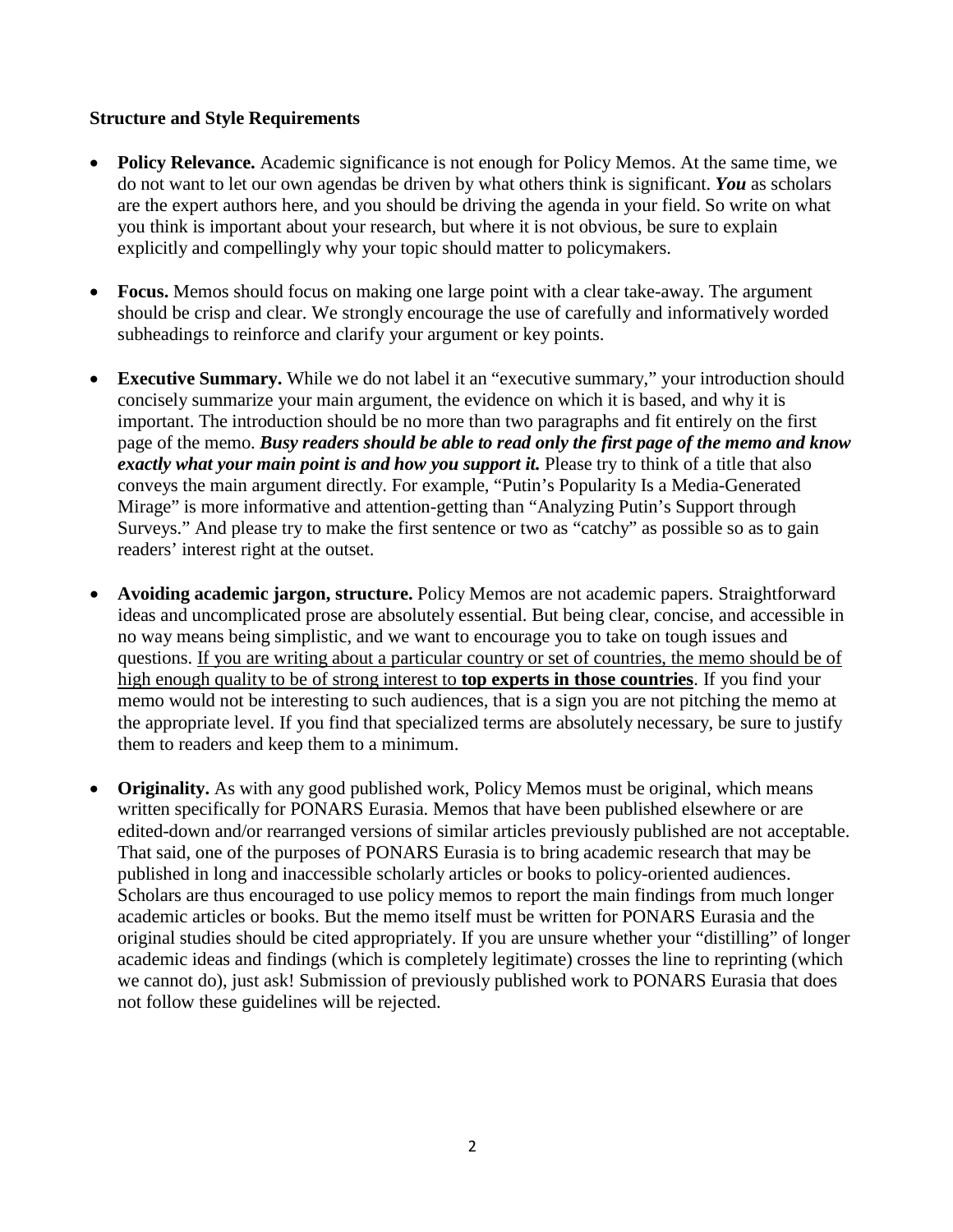### Structure and Style Requirements

- **Policy Relevance.** Academic significance is not enough for Policy Memos. At the same time, we do not want to let our own agendas be driven by what others think is significant. ***You*** as scholars are the expert authors here, and you should be driving the agenda in your field. So write on what you think is important about your research, but where it is not obvious, be sure to explain explicitly and compellingly why your topic should matter to policymakers.

- **Focus.** Memos should focus on making one large point with a clear take-away. The argument should be crisp and clear. We strongly encourage the use of carefully and informatively worded subheadings to reinforce and clarify your argument or key points.

- **Executive Summary.** While we do not label it an "executive summary," your introduction should concisely summarize your main argument, the evidence on which it is based, and why it is important. The introduction should be no more than two paragraphs and fit entirely on the first page of the memo. ***Busy readers should be able to read only the first page of the memo and know exactly what your main point is and how you support it.*** Please try to think of a title that also conveys the main argument directly. For example, "Putin's Popularity Is a Media-Generated Mirage" is more informative and attention-getting than "Analyzing Putin's Support through Surveys." And please try to make the first sentence or two as "catchy" as possible so as to gain readers' interest right at the outset.

- **Avoiding academic jargon, structure.** Policy Memos are not academic papers. Straightforward ideas and uncomplicated prose are absolutely essential. But being clear, concise, and accessible in no way means being simplistic, and we want to encourage you to take on tough issues and questions. <u>If you are writing about a particular country or set of countries, the memo should be of high enough quality to be of strong interest to **top experts in those countries**</u>. If you find your memo would not be interesting to such audiences, that is a sign you are not pitching the memo at the appropriate level. If you find that specialized terms are absolutely necessary, be sure to justify them to readers and keep them to a minimum.

- **Originality.** As with any good published work, Policy Memos must be original, which means written specifically for PONARS Eurasia. Memos that have been published elsewhere or are edited-down and/or rearranged versions of similar articles previously published are not acceptable. That said, one of the purposes of PONARS Eurasia is to bring academic research that may be published in long and inaccessible scholarly articles or books to policy-oriented audiences. Scholars are thus encouraged to use policy memos to report the main findings from much longer academic articles or books. But the memo itself must be written for PONARS Eurasia and the original studies should be cited appropriately. If you are unsure whether your "distilling" of longer academic ideas and findings (which is completely legitimate) crosses the line to reprinting (which we cannot do), just ask! Submission of previously published work to PONARS Eurasia that does not follow these guidelines will be rejected.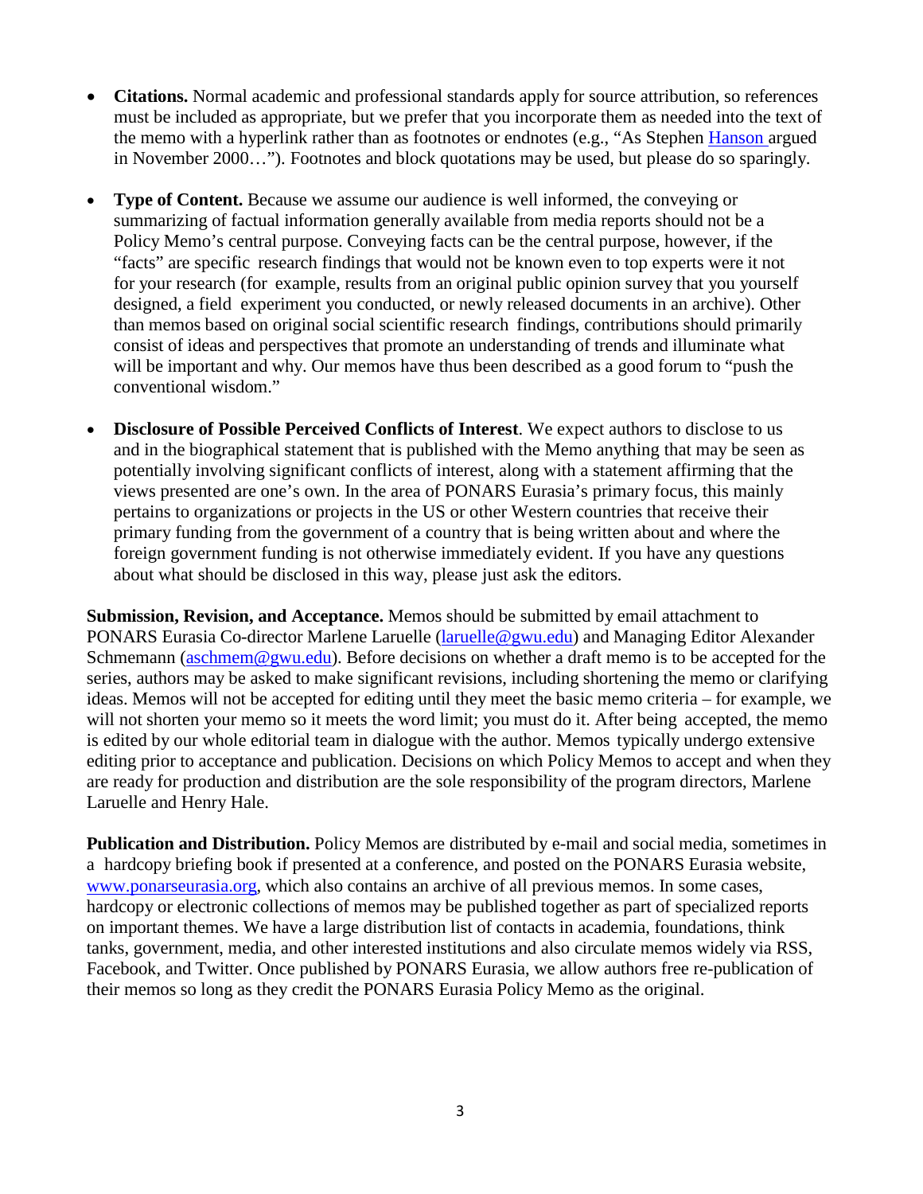- **Citations.** Normal academic and professional standards apply for source attribution, so references must be included as appropriate, but we prefer that you incorporate them as needed into the text of the memo with a hyperlink rather than as footnotes or endnotes (e.g., "As Stephen Hanson argued in November 2000…"). Footnotes and block quotations may be used, but please do so sparingly.

- **Type of Content.** Because we assume our audience is well informed, the conveying or summarizing of factual information generally available from media reports should not be a Policy Memo's central purpose. Conveying facts can be the central purpose, however, if the "facts" are specific research findings that would not be known even to top experts were it not for your research (for example, results from an original public opinion survey that you yourself designed, a field experiment you conducted, or newly released documents in an archive). Other than memos based on original social scientific research findings, contributions should primarily consist of ideas and perspectives that promote an understanding of trends and illuminate what will be important and why. Our memos have thus been described as a good forum to "push the conventional wisdom."

- **Disclosure of Possible Perceived Conflicts of Interest**. We expect authors to disclose to us and in the biographical statement that is published with the Memo anything that may be seen as potentially involving significant conflicts of interest, along with a statement affirming that the views presented are one's own. In the area of PONARS Eurasia's primary focus, this mainly pertains to organizations or projects in the US or other Western countries that receive their primary funding from the government of a country that is being written about and where the foreign government funding is not otherwise immediately evident. If you have any questions about what should be disclosed in this way, please just ask the editors.

**Submission, Revision, and Acceptance.** Memos should be submitted by email attachment to PONARS Eurasia Co-director Marlene Laruelle (laruelle@gwu.edu) and Managing Editor Alexander Schmemann (aschmem@gwu.edu). Before decisions on whether a draft memo is to be accepted for the series, authors may be asked to make significant revisions, including shortening the memo or clarifying ideas. Memos will not be accepted for editing until they meet the basic memo criteria – for example, we will not shorten your memo so it meets the word limit; you must do it. After being accepted, the memo is edited by our whole editorial team in dialogue with the author. Memos typically undergo extensive editing prior to acceptance and publication. Decisions on which Policy Memos to accept and when they are ready for production and distribution are the sole responsibility of the program directors, Marlene Laruelle and Henry Hale.

**Publication and Distribution.** Policy Memos are distributed by e-mail and social media, sometimes in a hardcopy briefing book if presented at a conference, and posted on the PONARS Eurasia website, www.ponarseurasia.org, which also contains an archive of all previous memos. In some cases, hardcopy or electronic collections of memos may be published together as part of specialized reports on important themes. We have a large distribution list of contacts in academia, foundations, think tanks, government, media, and other interested institutions and also circulate memos widely via RSS, Facebook, and Twitter. Once published by PONARS Eurasia, we allow authors free re-publication of their memos so long as they credit the PONARS Eurasia Policy Memo as the original.